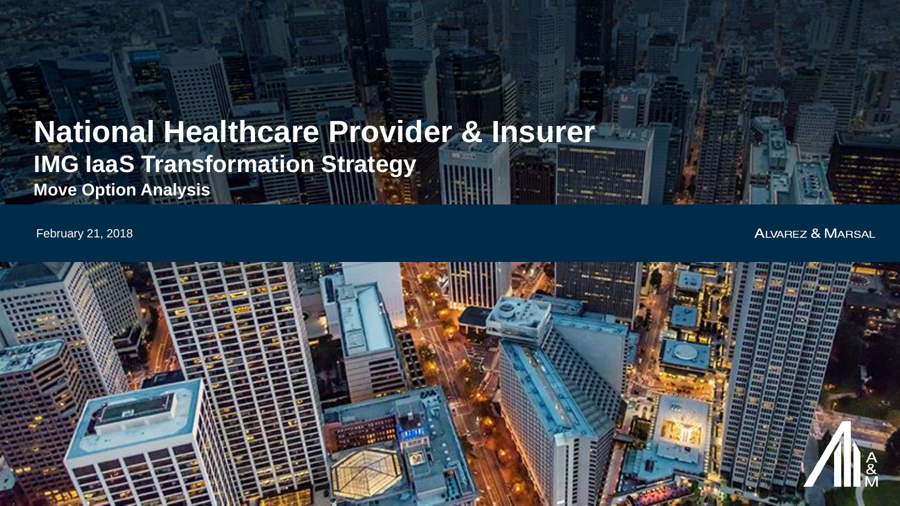# National Healthcare Provider & Insurer

## IMG IaaS Transformation Strategy

**Move Option Analysis**

February 21, 2018

ALVAREZ & MARSAL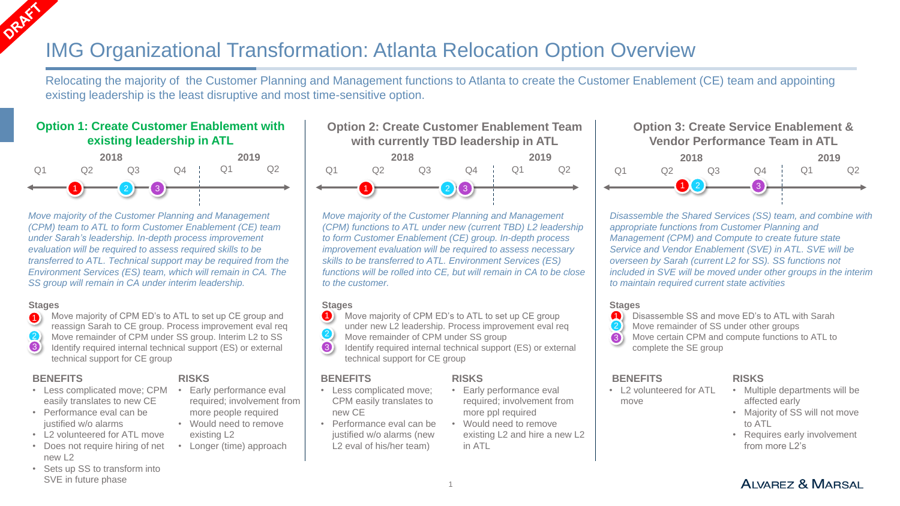DRAFT

# IMG Organizational Transformation: Atlanta Relocation Option Overview

Relocating the majority of the Customer Planning and Management functions to Atlanta to create the Customer Enablement (CE) team and appointing existing leadership is the least disruptive and most time-sensitive option.

## Option 1: Create Customer Enablement with existing leadership in ATL

| 2018 | | | | 2019 | |
|---|---|---|---|---|---|
| Q1 | Q2 | Q3 | Q4 | Q1 | Q2 |
| | 1 | 2 | 3 | | |

*Move majority of the Customer Planning and Management (CPM) team to ATL to form Customer Enablement (CE) team under Sarah's leadership. In-depth process improvement evaluation will be required to assess required skills to be transferred to ATL. Technical support may be required from the Environment Services (ES) team, which will remain in CA. The SS group will remain in CA under interim leadership.*

**Stages**

1. Move majority of CPM ED's to ATL to set up CE group and reassign Sarah to CE group. Process improvement eval req
2. Move remainder of CPM under SS group. Interim L2 to SS
3. Identify required internal technical support (ES) or external technical support for CE group

**BENEFITS**

- Less complicated move; CPM easily translates to new CE
- Performance eval can be justified w/o alarms
- L2 volunteered for ATL move
- Does not require hiring of net new L2
- Sets up SS to transform into SVE in future phase

**RISKS**

- Early performance eval required; involvement from more people required
- Would need to remove existing L2
- Longer (time) approach

## Option 2: Create Customer Enablement Team with currently TBD leadership in ATL

| 2018 | | | | 2019 | |
|---|---|---|---|---|---|
| Q1 | Q2 | Q3 | Q4 | Q1 | Q2 |
| | 1 | | 2, 3 | | |

*Move majority of the Customer Planning and Management (CPM) functions to ATL under new (current TBD) L2 leadership to form Customer Enablement (CE) group. In-depth process improvement evaluation will be required to assess necessary skills to be transferred to ATL. Environment Services (ES) functions will be rolled into CE, but will remain in CA to be close to the customer.*

**Stages**

1. Move majority of CPM ED's to ATL to set up CE group under new L2 leadership. Process improvement eval req
2. Move remainder of CPM under SS group
3. Identify required internal technical support (ES) or external technical support for CE group

**BENEFITS**

- Less complicated move; CPM easily translates to new CE
- Performance eval can be justified w/o alarms (new L2 eval of his/her team)

**RISKS**

- Early performance eval required; involvement from more ppl required
- Would need to remove existing L2 and hire a new L2 in ATL

## Option 3: Create Service Enablement & Vendor Performance Team in ATL

| 2018 | | | | 2019 | |
|---|---|---|---|---|---|
| Q1 | Q2 | Q3 | Q4 | Q1 | Q2 |
| | 1, 2 | | 3 | | |

*Disassemble the Shared Services (SS) team, and combine with appropriate functions from Customer Planning and Management (CPM) and Compute to create future state Service and Vendor Enablement (SVE) in ATL. SVE will be overseen by Sarah (current L2 for SS). SS functions not included in SVE will be moved under other groups in the interim to maintain required current state activities*

**Stages**

1. Disassemble SS and move ED's to ATL with Sarah
2. Move remainder of SS under other groups
3. Move certain CPM and compute functions to ATL to complete the SE group

**BENEFITS**

- L2 volunteered for ATL move

**RISKS**

- Multiple departments will be affected early
- Majority of SS will not move to ATL
- Requires early involvement from more L2's

ALVAREZ & MARSAL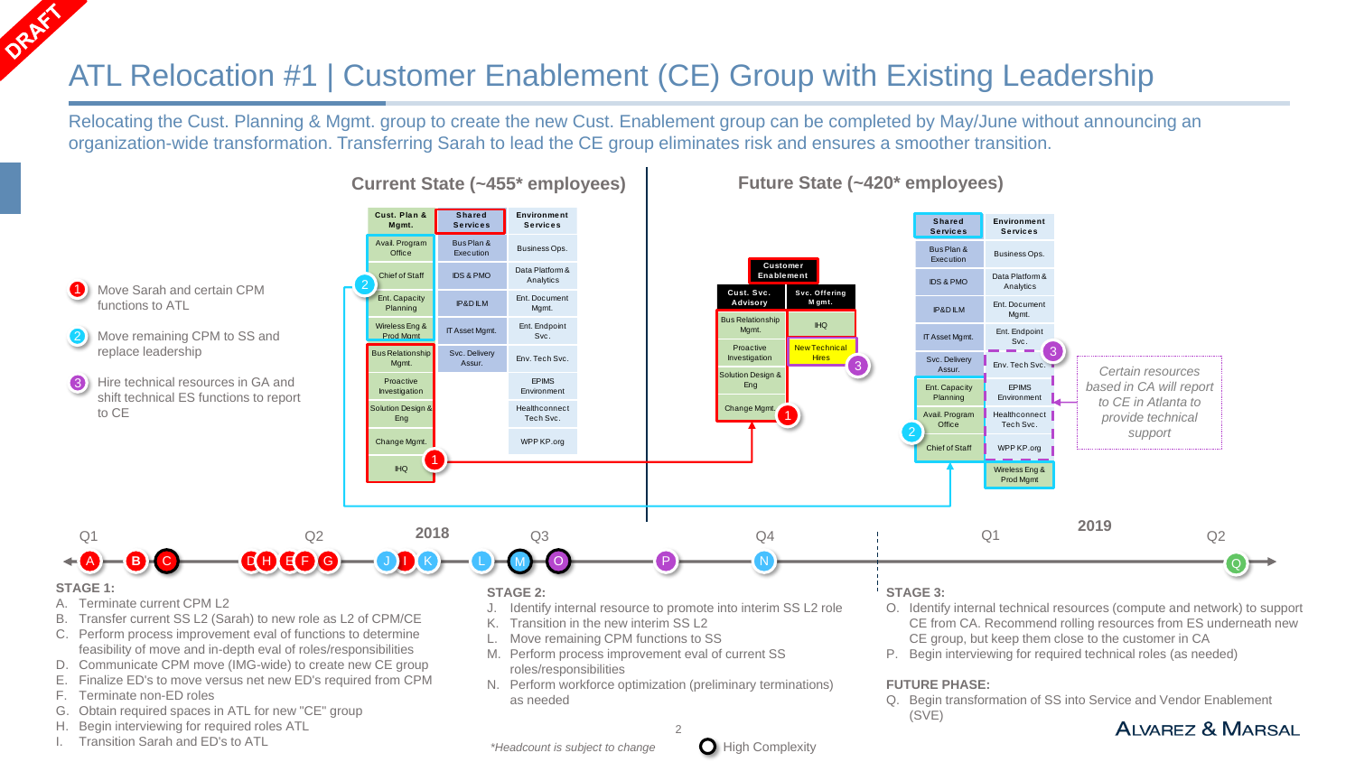DRAFT

# ATL Relocation #1 | Customer Enablement (CE) Group with Existing Leadership

Relocating the Cust. Planning & Mgmt. group to create the new Cust. Enablement group can be completed by May/June without announcing an organization-wide transformation. Transferring Sarah to lead the CE group eliminates risk and ensures a smoother transition.

1. Move Sarah and certain CPM functions to ATL
2. Move remaining CPM to SS and replace leadership
3. Hire technical resources in GA and shift technical ES functions to report to CE

## Current State (~455* employees)

| Cust. Plan & Mgmt. | Shared Services | Environment Services |
|---|---|---|
| Avail. Program Office | Bus Plan & Execution | Business Ops. |
| Chief of Staff | IDS & PMO | Data Platform & Analytics |
| Ent. Capacity Planning | IP&D ILM | Ent. Document Mgmt. |
| Wireless Eng & Prod Mgmt | IT Asset Mgmt. | Ent. Endpoint Svc. |
| Bus Relationship Mgmt. | Svc. Delivery Assur. | Env. Tech Svc. |
| Proactive Investigation | | EPIMS Environment |
| Solution Design & Eng | | Healthconnect Tech Svc. |
| Change Mgmt. | | WPP KP.org |
| IHQ | | |

## Future State (~420* employees)

Customer Enablement

| Cust. Svc. Advisory | Svc. Offering Mgmt. |
|---|---|
| Bus Relationship Mgmt. | IHQ |
| Proactive Investigation | New Technical Hires |
| Solution Design & Eng | |
| Change Mgmt. | |

| Shared Services | Environment Services |
|---|---|
| Bus Plan & Execution | Business Ops. |
| IDS & PMO | Data Platform & Analytics |
| IP&D ILM | Ent. Document Mgmt. |
| IT Asset Mgmt. | Ent. Endpoint Svc. |
| Svc. Delivery Assur. | Env. Tech Svc. |
| Ent. Capacity Planning | EPIMS Environment |
| Avail. Program Office | Healthconnect Tech Svc. |
| Chief of Staff | WPP KP.org |
| | Wireless Eng & Prod Mgmt |

*Certain resources based in CA will report to CE in Atlanta to provide technical support*

Timeline: 2018 Q1 (A, B, C) – Q2 (D, H, E, F, G, J, I, K) – Q3 (L, M, O, P) – Q4 (N) – 2019 Q1 – Q2 (Q)

**STAGE 1:**

A. Terminate current CPM L2
B. Transfer current SS L2 (Sarah) to new role as L2 of CPM/CE
C. Perform process improvement eval of functions to determine feasibility of move and in-depth eval of roles/responsibilities
D. Communicate CPM move (IMG-wide) to create new CE group
E. Finalize ED's to move versus net new ED's required from CPM
F. Terminate non-ED roles
G. Obtain required spaces in ATL for new "CE" group
H. Begin interviewing for required roles ATL
I. Transition Sarah and ED's to ATL

**STAGE 2:**

J. Identify internal resource to promote into interim SS L2 role
K. Transition in the new interim SS L2
L. Move remaining CPM functions to SS
M. Perform process improvement eval of current SS roles/responsibilities
N. Perform workforce optimization (preliminary terminations) as needed

**STAGE 3:**

O. Identify internal technical resources (compute and network) to support CE from CA. Recommend rolling resources from ES underneath new CE group, but keep them close to the customer in CA
P. Begin interviewing for required technical roles (as needed)

**FUTURE PHASE:**

Q. Begin transformation of SS into Service and Vendor Enablement (SVE)

*Headcount is subject to change

High Complexity

ALVAREZ & MARSAL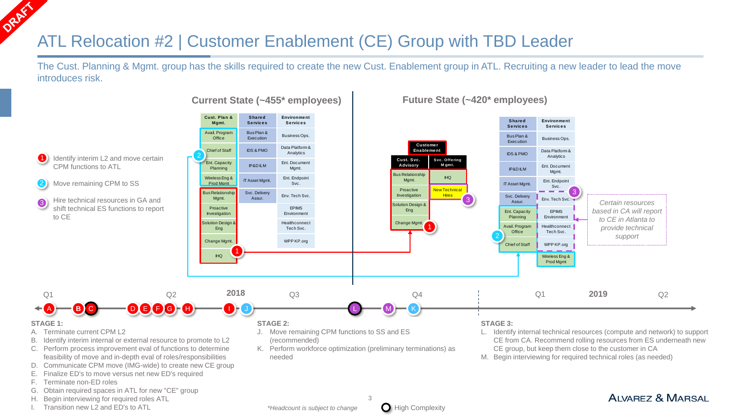DRAFT

# ATL Relocation #2 | Customer Enablement (CE) Group with TBD Leader

The Cust. Planning & Mgmt. group has the skills required to create the new Cust. Enablement group in ATL. Recruiting a new leader to lead the move introduces risk.

1. Identify interim L2 and move certain CPM functions to ATL
2. Move remaining CPM to SS
3. Hire technical resources in GA and shift technical ES functions to report to CE

## Current State (~455* employees)

| Cust. Plan & Mgmt. | Shared Services | Environment Services |
|---|---|---|
| Avail. Program Office | Bus Plan & Execution | Business Ops. |
| Chief of Staff | IDS & PMO | Data Platform & Analytics |
| Ent. Capacity Planning | IP&D ILM | Ent. Document Mgmt. |
| Wireless Eng & Prod Mgmt | IT Asset Mgmt. | Ent. Endpoint Svc. |
| Bus Relationship Mgmt. | Svc. Delivery Assur. | Env. Tech Svc. |
| Proactive Investigation | | EPIMS Environment |
| Solution Design & Eng | | Healthconnect Tech Svc. |
| Change Mgmt. | | WPP KP.org |
| IHQ | | |

## Future State (~420* employees)

**Customer Enablement**

| Cust. Svc. Advisory | Svc. Offering Mgmt. |
|---|---|
| Bus Relationship Mgmt. | IHQ |
| Proactive Investigation | New Technical Hires |
| Solution Design & Eng | |
| Change Mgmt. | |

| Shared Services | Environment Services |
|---|---|
| Bus Plan & Execution | Business Ops. |
| IDS & PMO | Data Platform & Analytics |
| IP&D ILM | Ent. Document Mgmt. |
| IT Asset Mgmt. | Ent. Endpoint Svc. |
| Svc. Delivery Assur. | Env. Tech Svc. |
| Ent. Capacity Planning | EPIMS Environment |
| Avail. Program Office | Healthconnect Tech Svc. |
| Chief of Staff | WPP KP.org |
| | Wireless Eng & Prod Mgmt |

*Certain resources based in CA will report to CE in Atlanta to provide technical support*

## Timeline

2018: Q1 – A, B, C | Q2 – D, E, F, G, H, I, J | Q3 | Q4 – L, M, K
2019: Q1 | Q2

**STAGE 1:**

- A. Terminate current CPM L2
- B. Identify interim internal or external resource to promote to L2
- C. Perform process improvement eval of functions to determine feasibility of move and in-depth eval of roles/responsibilities
- D. Communicate CPM move (IMG-wide) to create new CE group
- E. Finalize ED's to move versus net new ED's required
- F. Terminate non-ED roles
- G. Obtain required spaces in ATL for new "CE" group
- H. Begin interviewing for required roles ATL
- I. Transition new L2 and ED's to ATL

**STAGE 2:**

- J. Move remaining CPM functions to SS and ES (recommended)
- K. Perform workforce optimization (preliminary terminations) as needed

**STAGE 3:**

- L. Identify internal technical resources (compute and network) to support CE from CA. Recommend rolling resources from ES underneath new CE group, but keep them close to the customer in CA
- M. Begin interviewing for required technical roles (as needed)

*Headcount is subject to change

High Complexity

ALVAREZ & MARSAL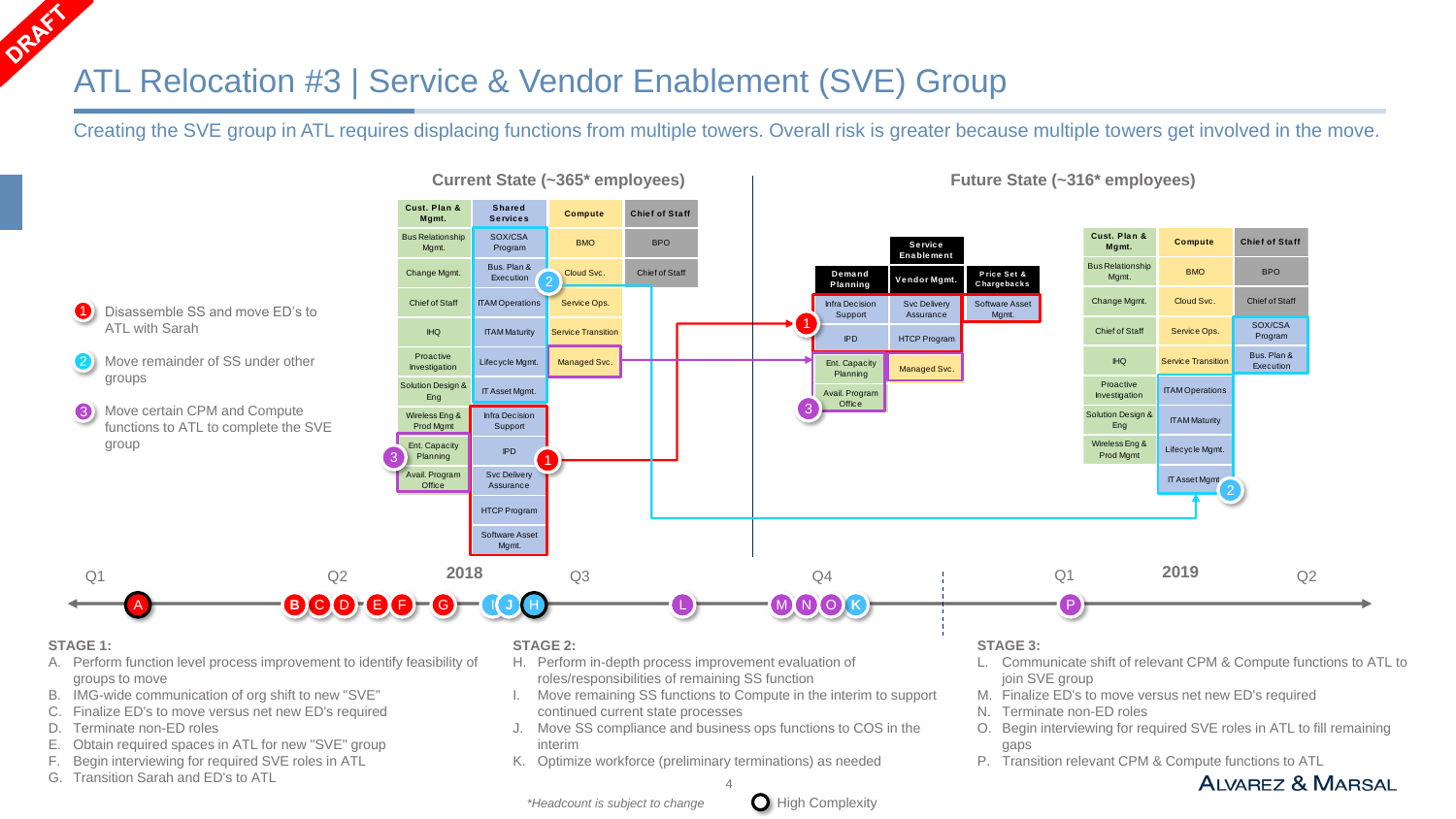DRAFT

# ATL Relocation #3 | Service & Vendor Enablement (SVE) Group

Creating the SVE group in ATL requires displacing functions from multiple towers. Overall risk is greater because multiple towers get involved in the move.

1. Disassemble SS and move ED's to ATL with Sarah
2. Move remainder of SS under other groups
3. Move certain CPM and Compute functions to ATL to complete the SVE group

## Current State (~365* employees)

| Cust. Plan & Mgmt. | Shared Services | Compute | Chief of Staff |
|---|---|---|---|
| Bus Relationship Mgmt. | SOX/CSA Program | BMO | BPO |
| Change Mgmt. | Bus. Plan & Execution | Cloud Svc. | Chief of Staff |
| Chief of Staff | ITAM Operations | Service Ops. | |
| IHQ | ITAM Maturity | Service Transition | |
| Proactive Investigation | Lifecycle Mgmt. | Managed Svc. | |
| Solution Design & Eng | IT Asset Mgmt. | | |
| Wireless Eng & Prod Mgmt | Infra Decision Support | | |
| Ent. Capacity Planning | IPD | | |
| Avail. Program Office | Svc Delivery Assurance | | |
| | HTCP Program | | |
| | Software Asset Mgmt. | | |

## Future State (~316* employees)

| Demand Planning | Vendor Mgmt. | Price Set & Chargebacks |
|---|---|---|
| Infra Decision Support | Svc Delivery Assurance | Software Asset Mgmt. |
| IPD | HTCP Program | |
| Ent. Capacity Planning | Managed Svc. | |
| Avail. Program Office | | |

Service Enablement

| Cust. Plan & Mgmt. | Compute | Chief of Staff |
|---|---|---|
| Bus Relationship Mgmt. | BMO | BPO |
| Change Mgmt. | Cloud Svc. | Chief of Staff |
| Chief of Staff | Service Ops. | SOX/CSA Program |
| IHQ | Service Transition | Bus. Plan & Execution |
| Proactive Investigation | ITAM Operations | |
| Solution Design & Eng | ITAM Maturity | |
| Wireless Eng & Prod Mgmt | Lifecycle Mgmt. | |
| | IT Asset Mgmt | |

2018: Q1 (A), Q2 (B, C, D, E, F, G), Q3 (I, J, H, L), Q4 (M, N, O, K) — 2019: Q1 (P), Q2

**STAGE 1:**

A. Perform function level process improvement to identify feasibility of groups to move
B. IMG-wide communication of org shift to new "SVE"
C. Finalize ED's to move versus net new ED's required
D. Terminate non-ED roles
E. Obtain required spaces in ATL for new "SVE" group
F. Begin interviewing for required SVE roles in ATL
G. Transition Sarah and ED's to ATL

**STAGE 2:**

H. Perform in-depth process improvement evaluation of roles/responsibilities of remaining SS function
I. Move remaining SS functions to Compute in the interim to support continued current state processes
J. Move SS compliance and business ops functions to COS in the interim
K. Optimize workforce (preliminary terminations) as needed

**STAGE 3:**

L. Communicate shift of relevant CPM & Compute functions to ATL to join SVE group
M. Finalize ED's to move versus net new ED's required
N. Terminate non-ED roles
O. Begin interviewing for required SVE roles in ATL to fill remaining gaps
P. Transition relevant CPM & Compute functions to ATL

*Headcount is subject to change*

High Complexity

ALVAREZ & MARSAL